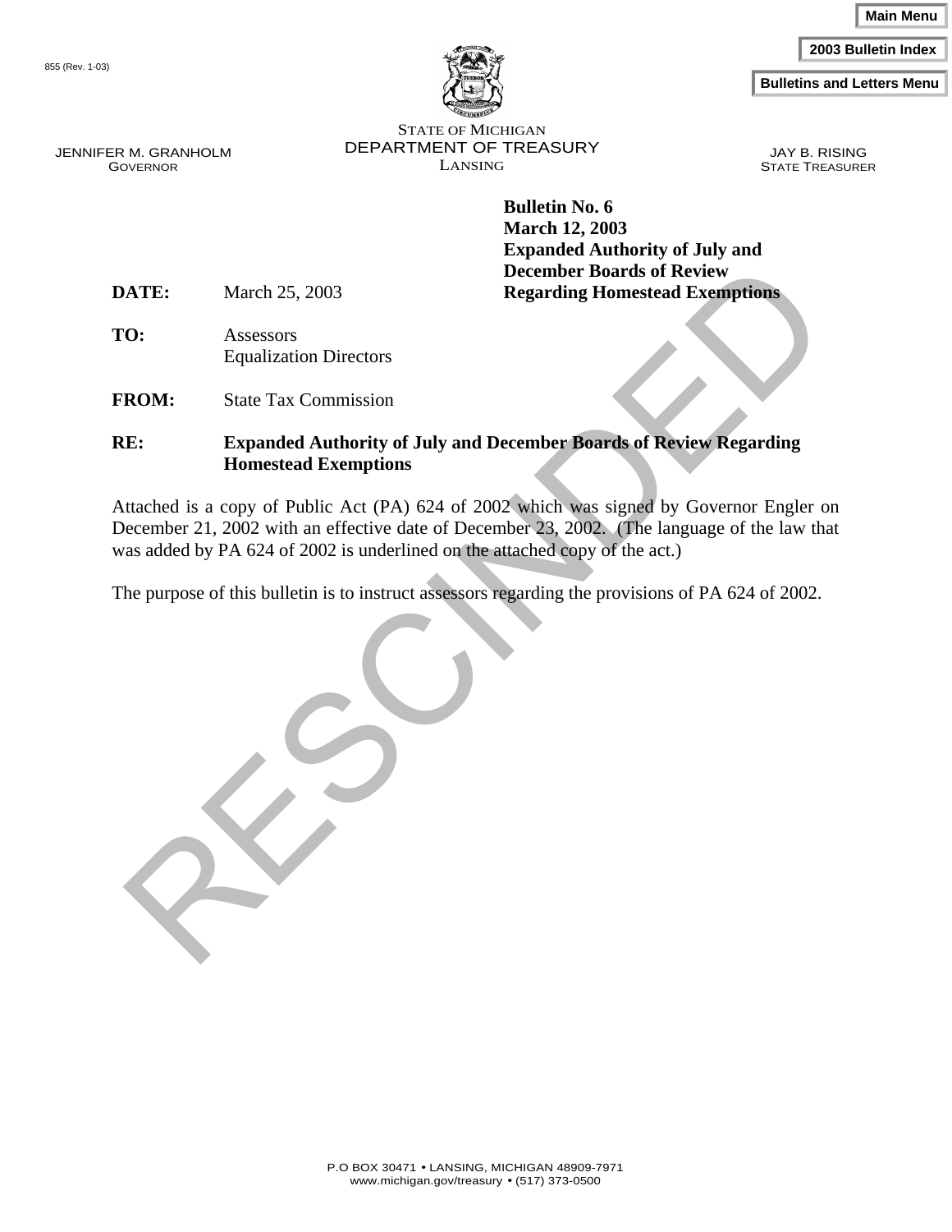855 (Rev. 1-03)

Main Menu

2003 Bulletin Index

Bulletins and Letters Menu

STATE OF MICHIGAN
DEPARTMENT OF TREASURY
LANSING

JENNIFER M. GRANHOLM
GOVERNOR

JAY B. RISING
STATE TREASURER

**Bulletin No. 6**
**March 12, 2003**
**Expanded Authority of July and December Boards of Review Regarding Homestead Exemptions**

**DATE:** March 25, 2003

**TO:** Assessors
Equalization Directors

**FROM:** State Tax Commission

**RE:** **Expanded Authority of July and December Boards of Review Regarding Homestead Exemptions**

Attached is a copy of Public Act (PA) 624 of 2002 which was signed by Governor Engler on December 21, 2002 with an effective date of December 23, 2002. (The language of the law that was added by PA 624 of 2002 is underlined on the attached copy of the act.)

The purpose of this bulletin is to instruct assessors regarding the provisions of PA 624 of 2002.

RESCINDED

P.O BOX 30471 • LANSING, MICHIGAN 48909-7971
www.michigan.gov/treasury • (517) 373-0500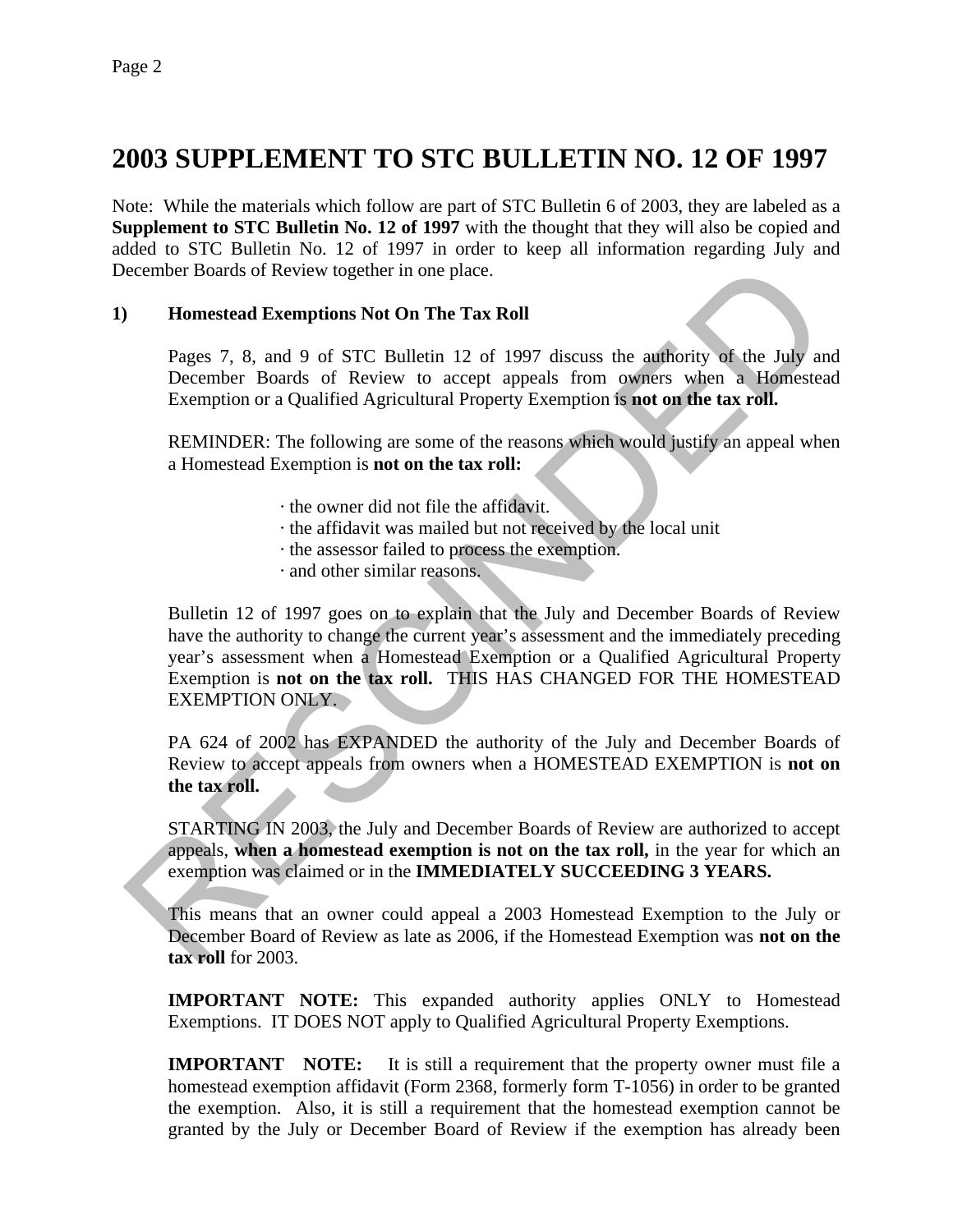# 2003 SUPPLEMENT TO STC BULLETIN NO. 12 OF 1997

Note: While the materials which follow are part of STC Bulletin 6 of 2003, they are labeled as a **Supplement to STC Bulletin No. 12 of 1997** with the thought that they will also be copied and added to STC Bulletin No. 12 of 1997 in order to keep all information regarding July and December Boards of Review together in one place.

**1) Homestead Exemptions Not On The Tax Roll**

Pages 7, 8, and 9 of STC Bulletin 12 of 1997 discuss the authority of the July and December Boards of Review to accept appeals from owners when a Homestead Exemption or a Qualified Agricultural Property Exemption is **not on the tax roll.**

REMINDER: The following are some of the reasons which would justify an appeal when a Homestead Exemption is **not on the tax roll:**

- the owner did not file the affidavit.
- the affidavit was mailed but not received by the local unit
- the assessor failed to process the exemption.
- and other similar reasons.

Bulletin 12 of 1997 goes on to explain that the July and December Boards of Review have the authority to change the current year's assessment and the immediately preceding year's assessment when a Homestead Exemption or a Qualified Agricultural Property Exemption is **not on the tax roll.** THIS HAS CHANGED FOR THE HOMESTEAD EXEMPTION ONLY.

PA 624 of 2002 has EXPANDED the authority of the July and December Boards of Review to accept appeals from owners when a HOMESTEAD EXEMPTION is **not on the tax roll.**

STARTING IN 2003, the July and December Boards of Review are authorized to accept appeals, **when a homestead exemption is not on the tax roll,** in the year for which an exemption was claimed or in the **IMMEDIATELY SUCCEEDING 3 YEARS.**

This means that an owner could appeal a 2003 Homestead Exemption to the July or December Board of Review as late as 2006, if the Homestead Exemption was **not on the tax roll** for 2003.

**IMPORTANT NOTE:** This expanded authority applies ONLY to Homestead Exemptions. IT DOES NOT apply to Qualified Agricultural Property Exemptions.

**IMPORTANT NOTE:** It is still a requirement that the property owner must file a homestead exemption affidavit (Form 2368, formerly form T-1056) in order to be granted the exemption. Also, it is still a requirement that the homestead exemption cannot be granted by the July or December Board of Review if the exemption has already been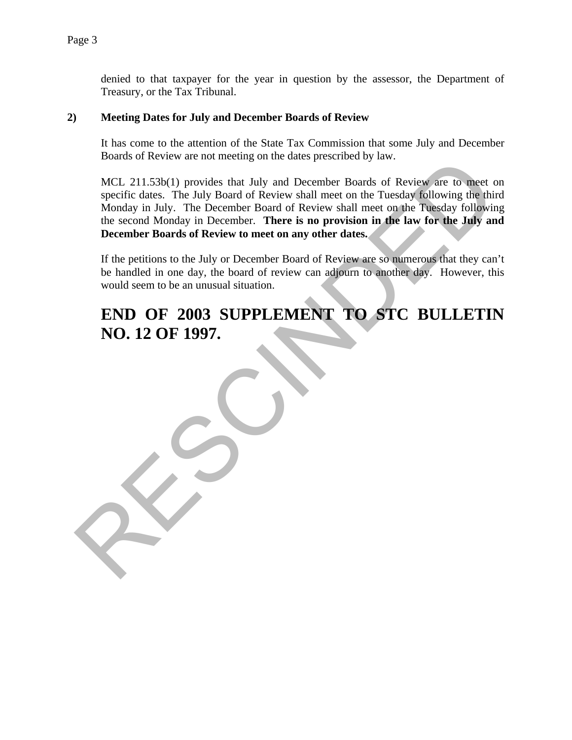denied to that taxpayer for the year in question by the assessor, the Department of Treasury, or the Tax Tribunal.

## 2) Meeting Dates for July and December Boards of Review

It has come to the attention of the State Tax Commission that some July and December Boards of Review are not meeting on the dates prescribed by law.

MCL 211.53b(1) provides that July and December Boards of Review are to meet on specific dates. The July Board of Review shall meet on the Tuesday following the third Monday in July. The December Board of Review shall meet on the Tuesday following the second Monday in December. **There is no provision in the law for the July and December Boards of Review to meet on any other dates.**

If the petitions to the July or December Board of Review are so numerous that they can't be handled in one day, the board of review can adjourn to another day. However, this would seem to be an unusual situation.

# END OF 2003 SUPPLEMENT TO STC BULLETIN NO. 12 OF 1997.

RESCINDED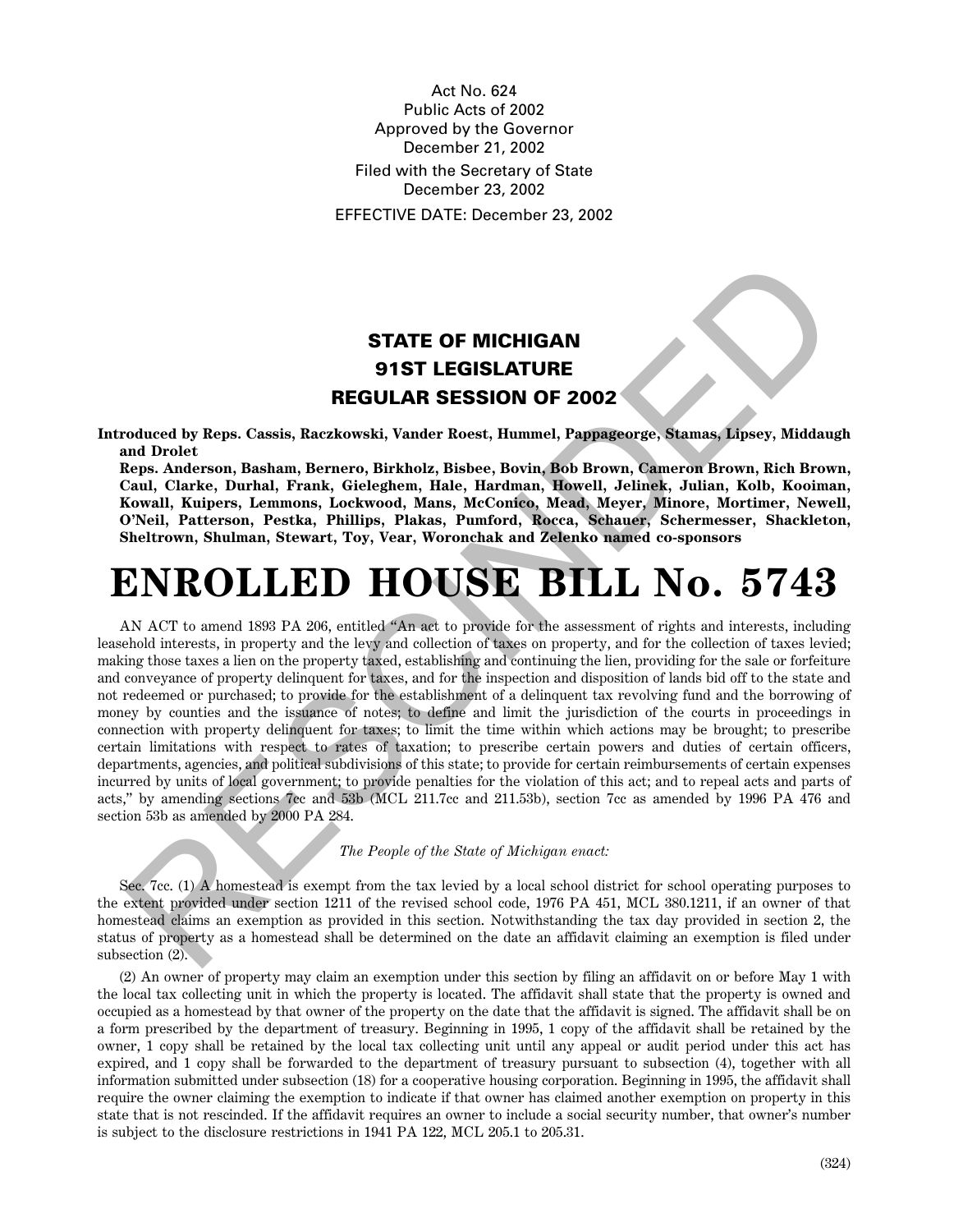Act No. 624
Public Acts of 2002
Approved by the Governor
December 21, 2002
Filed with the Secretary of State
December 23, 2002
EFFECTIVE DATE: December 23, 2002

## STATE OF MICHIGAN
## 91ST LEGISLATURE
## REGULAR SESSION OF 2002

**Introduced by Reps. Cassis, Raczkowski, Vander Roest, Hummel, Pappageorge, Stamas, Lipsey, Middaugh and Drolet**

**Reps. Anderson, Basham, Bernero, Birkholz, Bisbee, Bovin, Bob Brown, Cameron Brown, Rich Brown, Caul, Clarke, Durhal, Frank, Gieleghem, Hale, Hardman, Howell, Jelinek, Julian, Kolb, Kooiman, Kowall, Kuipers, Lemmons, Lockwood, Mans, McConico, Mead, Meyer, Minore, Mortimer, Newell, O'Neil, Patterson, Pestka, Phillips, Plakas, Pumford, Rocca, Schauer, Schermesser, Shackleton, Sheltrown, Shulman, Stewart, Toy, Vear, Woronchak and Zelenko named co-sponsors**

# ENROLLED HOUSE BILL No. 5743

AN ACT to amend 1893 PA 206, entitled "An act to provide for the assessment of rights and interests, including leasehold interests, in property and the levy and collection of taxes on property, and for the collection of taxes levied; making those taxes a lien on the property taxed, establishing and continuing the lien, providing for the sale or forfeiture and conveyance of property delinquent for taxes, and for the inspection and disposition of lands bid off to the state and not redeemed or purchased; to provide for the establishment of a delinquent tax revolving fund and the borrowing of money by counties and the issuance of notes; to define and limit the jurisdiction of the courts in proceedings in connection with property delinquent for taxes; to limit the time within which actions may be brought; to prescribe certain limitations with respect to rates of taxation; to prescribe certain powers and duties of certain officers, departments, agencies, and political subdivisions of this state; to provide for certain reimbursements of certain expenses incurred by units of local government; to provide penalties for the violation of this act; and to repeal acts and parts of acts," by amending sections 7cc and 53b (MCL 211.7cc and 211.53b), section 7cc as amended by 1996 PA 476 and section 53b as amended by 2000 PA 284.

*The People of the State of Michigan enact:*

Sec. 7cc. (1) A homestead is exempt from the tax levied by a local school district for school operating purposes to the extent provided under section 1211 of the revised school code, 1976 PA 451, MCL 380.1211, if an owner of that homestead claims an exemption as provided in this section. Notwithstanding the tax day provided in section 2, the status of property as a homestead shall be determined on the date an affidavit claiming an exemption is filed under subsection (2).

(2) An owner of property may claim an exemption under this section by filing an affidavit on or before May 1 with the local tax collecting unit in which the property is located. The affidavit shall state that the property is owned and occupied as a homestead by that owner of the property on the date that the affidavit is signed. The affidavit shall be on a form prescribed by the department of treasury. Beginning in 1995, 1 copy of the affidavit shall be retained by the owner, 1 copy shall be retained by the local tax collecting unit until any appeal or audit period under this act has expired, and 1 copy shall be forwarded to the department of treasury pursuant to subsection (4), together with all information submitted under subsection (18) for a cooperative housing corporation. Beginning in 1995, the affidavit shall require the owner claiming the exemption to indicate if that owner has claimed another exemption on property in this state that is not rescinded. If the affidavit requires an owner to include a social security number, that owner's number is subject to the disclosure restrictions in 1941 PA 122, MCL 205.1 to 205.31.

(324)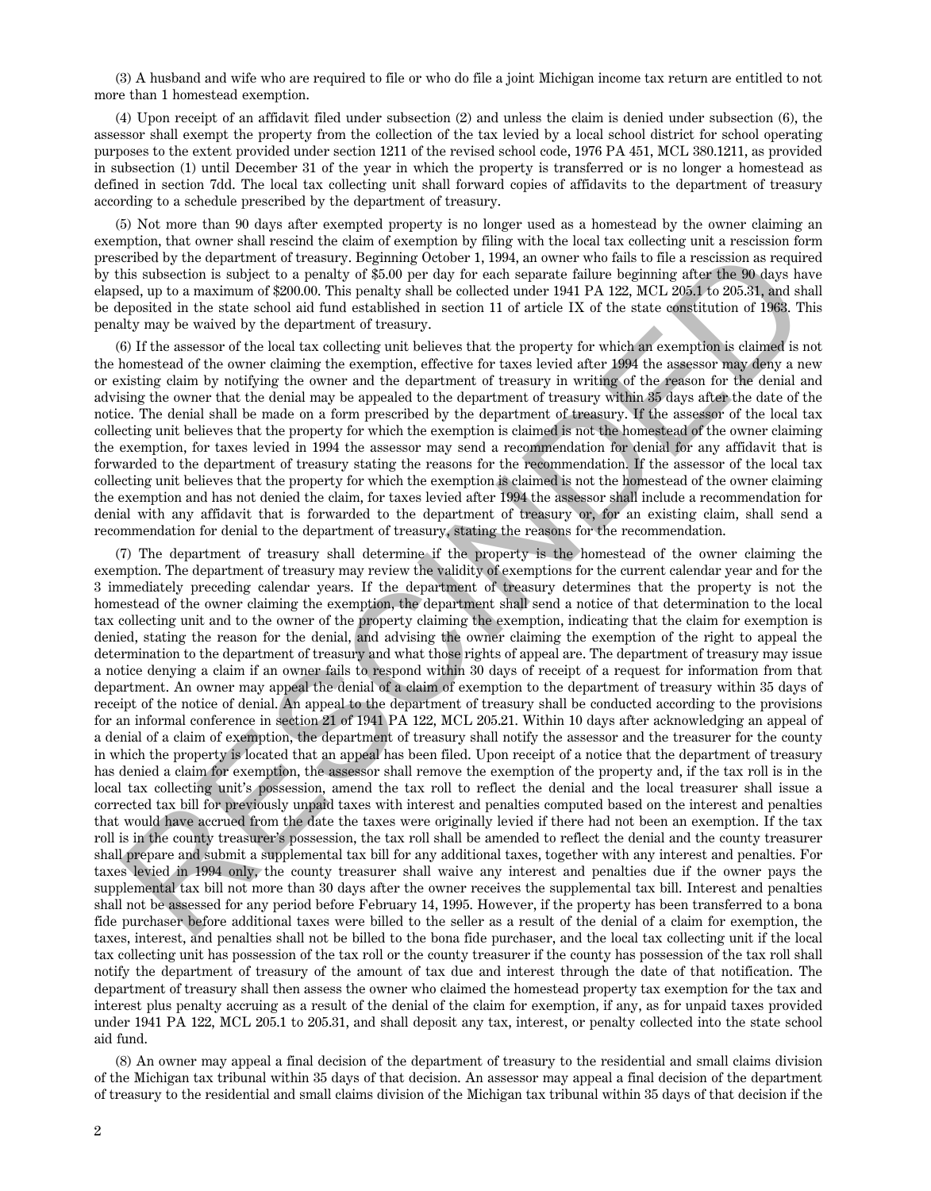(3) A husband and wife who are required to file or who do file a joint Michigan income tax return are entitled to not more than 1 homestead exemption.

(4) Upon receipt of an affidavit filed under subsection (2) and unless the claim is denied under subsection (6), the assessor shall exempt the property from the collection of the tax levied by a local school district for school operating purposes to the extent provided under section 1211 of the revised school code, 1976 PA 451, MCL 380.1211, as provided in subsection (1) until December 31 of the year in which the property is transferred or is no longer a homestead as defined in section 7dd. The local tax collecting unit shall forward copies of affidavits to the department of treasury according to a schedule prescribed by the department of treasury.

(5) Not more than 90 days after exempted property is no longer used as a homestead by the owner claiming an exemption, that owner shall rescind the claim of exemption by filing with the local tax collecting unit a rescission form prescribed by the department of treasury. Beginning October 1, 1994, an owner who fails to file a rescission as required by this subsection is subject to a penalty of $5.00 per day for each separate failure beginning after the 90 days have elapsed, up to a maximum of $200.00. This penalty shall be collected under 1941 PA 122, MCL 205.1 to 205.31, and shall be deposited in the state school aid fund established in section 11 of article IX of the state constitution of 1963. This penalty may be waived by the department of treasury.

(6) If the assessor of the local tax collecting unit believes that the property for which an exemption is claimed is not the homestead of the owner claiming the exemption, effective for taxes levied after 1994 the assessor may deny a new or existing claim by notifying the owner and the department of treasury in writing of the reason for the denial and advising the owner that the denial may be appealed to the department of treasury within 35 days after the date of the notice. The denial shall be made on a form prescribed by the department of treasury. If the assessor of the local tax collecting unit believes that the property for which the exemption is claimed is not the homestead of the owner claiming the exemption, for taxes levied in 1994 the assessor may send a recommendation for denial for any affidavit that is forwarded to the department of treasury stating the reasons for the recommendation. If the assessor of the local tax collecting unit believes that the property for which the exemption is claimed is not the homestead of the owner claiming the exemption and has not denied the claim, for taxes levied after 1994 the assessor shall include a recommendation for denial with any affidavit that is forwarded to the department of treasury or, for an existing claim, shall send a recommendation for denial to the department of treasury, stating the reasons for the recommendation.

(7) The department of treasury shall determine if the property is the homestead of the owner claiming the exemption. The department of treasury may review the validity of exemptions for the current calendar year and for the 3 immediately preceding calendar years. If the department of treasury determines that the property is not the homestead of the owner claiming the exemption, the department shall send a notice of that determination to the local tax collecting unit and to the owner of the property claiming the exemption, indicating that the claim for exemption is denied, stating the reason for the denial, and advising the owner claiming the exemption of the right to appeal the determination to the department of treasury and what those rights of appeal are. The department of treasury may issue a notice denying a claim if an owner fails to respond within 30 days of receipt of a request for information from that department. An owner may appeal the denial of a claim of exemption to the department of treasury within 35 days of receipt of the notice of denial. An appeal to the department of treasury shall be conducted according to the provisions for an informal conference in section 21 of 1941 PA 122, MCL 205.21. Within 10 days after acknowledging an appeal of a denial of a claim of exemption, the department of treasury shall notify the assessor and the treasurer for the county in which the property is located that an appeal has been filed. Upon receipt of a notice that the department of treasury has denied a claim for exemption, the assessor shall remove the exemption of the property and, if the tax roll is in the local tax collecting unit's possession, amend the tax roll to reflect the denial and the local treasurer shall issue a corrected tax bill for previously unpaid taxes with interest and penalties computed based on the interest and penalties that would have accrued from the date the taxes were originally levied if there had not been an exemption. If the tax roll is in the county treasurer's possession, the tax roll shall be amended to reflect the denial and the county treasurer shall prepare and submit a supplemental tax bill for any additional taxes, together with any interest and penalties. For taxes levied in 1994 only, the county treasurer shall waive any interest and penalties due if the owner pays the supplemental tax bill not more than 30 days after the owner receives the supplemental tax bill. Interest and penalties shall not be assessed for any period before February 14, 1995. However, if the property has been transferred to a bona fide purchaser before additional taxes were billed to the seller as a result of the denial of a claim for exemption, the taxes, interest, and penalties shall not be billed to the bona fide purchaser, and the local tax collecting unit if the local tax collecting unit has possession of the tax roll or the county treasurer if the county has possession of the tax roll shall notify the department of treasury of the amount of tax due and interest through the date of that notification. The department of treasury shall then assess the owner who claimed the homestead property tax exemption for the tax and interest plus penalty accruing as a result of the denial of the claim for exemption, if any, as for unpaid taxes provided under 1941 PA 122, MCL 205.1 to 205.31, and shall deposit any tax, interest, or penalty collected into the state school aid fund.

(8) An owner may appeal a final decision of the department of treasury to the residential and small claims division of the Michigan tax tribunal within 35 days of that decision. An assessor may appeal a final decision of the department of treasury to the residential and small claims division of the Michigan tax tribunal within 35 days of that decision if the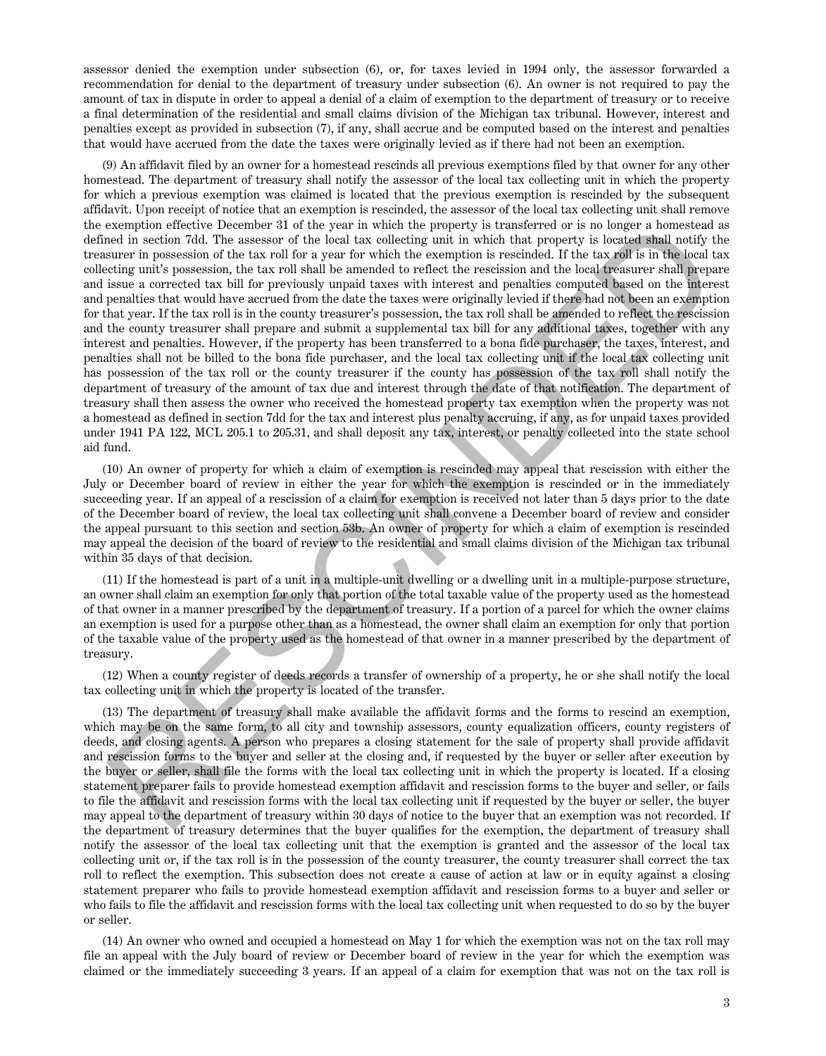assessor denied the exemption under subsection (6), or, for taxes levied in 1994 only, the assessor forwarded a recommendation for denial to the department of treasury under subsection (6). An owner is not required to pay the amount of tax in dispute in order to appeal a denial of a claim of exemption to the department of treasury or to receive a final determination of the residential and small claims division of the Michigan tax tribunal. However, interest and penalties except as provided in subsection (7), if any, shall accrue and be computed based on the interest and penalties that would have accrued from the date the taxes were originally levied as if there had not been an exemption.

(9) An affidavit filed by an owner for a homestead rescinds all previous exemptions filed by that owner for any other homestead. The department of treasury shall notify the assessor of the local tax collecting unit in which the property for which a previous exemption was claimed is located that the previous exemption is rescinded by the subsequent affidavit. Upon receipt of notice that an exemption is rescinded, the assessor of the local tax collecting unit shall remove the exemption effective December 31 of the year in which the property is transferred or is no longer a homestead as defined in section 7dd. The assessor of the local tax collecting unit in which that property is located shall notify the treasurer in possession of the tax roll for a year for which the exemption is rescinded. If the tax roll is in the local tax collecting unit's possession, the tax roll shall be amended to reflect the rescission and the local treasurer shall prepare and issue a corrected tax bill for previously unpaid taxes with interest and penalties computed based on the interest and penalties that would have accrued from the date the taxes were originally levied if there had not been an exemption for that year. If the tax roll is in the county treasurer's possession, the tax roll shall be amended to reflect the rescission and the county treasurer shall prepare and submit a supplemental tax bill for any additional taxes, together with any interest and penalties. However, if the property has been transferred to a bona fide purchaser, the taxes, interest, and penalties shall not be billed to the bona fide purchaser, and the local tax collecting unit if the local tax collecting unit has possession of the tax roll or the county treasurer if the county has possession of the tax roll shall notify the department of treasury of the amount of tax due and interest through the date of that notification. The department of treasury shall then assess the owner who received the homestead property tax exemption when the property was not a homestead as defined in section 7dd for the tax and interest plus penalty accruing, if any, as for unpaid taxes provided under 1941 PA 122, MCL 205.1 to 205.31, and shall deposit any tax, interest, or penalty collected into the state school aid fund.

(10) An owner of property for which a claim of exemption is rescinded may appeal that rescission with either the July or December board of review in either the year for which the exemption is rescinded or in the immediately succeeding year. If an appeal of a rescission of a claim for exemption is received not later than 5 days prior to the date of the December board of review, the local tax collecting unit shall convene a December board of review and consider the appeal pursuant to this section and section 53b. An owner of property for which a claim of exemption is rescinded may appeal the decision of the board of review to the residential and small claims division of the Michigan tax tribunal within 35 days of that decision.

(11) If the homestead is part of a unit in a multiple-unit dwelling or a dwelling unit in a multiple-purpose structure, an owner shall claim an exemption for only that portion of the total taxable value of the property used as the homestead of that owner in a manner prescribed by the department of treasury. If a portion of a parcel for which the owner claims an exemption is used for a purpose other than as a homestead, the owner shall claim an exemption for only that portion of the taxable value of the property used as the homestead of that owner in a manner prescribed by the department of treasury.

(12) When a county register of deeds records a transfer of ownership of a property, he or she shall notify the local tax collecting unit in which the property is located of the transfer.

(13) The department of treasury shall make available the affidavit forms and the forms to rescind an exemption, which may be on the same form, to all city and township assessors, county equalization officers, county registers of deeds, and closing agents. A person who prepares a closing statement for the sale of property shall provide affidavit and rescission forms to the buyer and seller at the closing and, if requested by the buyer or seller after execution by the buyer or seller, shall file the forms with the local tax collecting unit in which the property is located. If a closing statement preparer fails to provide homestead exemption affidavit and rescission forms to the buyer and seller, or fails to file the affidavit and rescission forms with the local tax collecting unit if requested by the buyer or seller, the buyer may appeal to the department of treasury within 30 days of notice to the buyer that an exemption was not recorded. If the department of treasury determines that the buyer qualifies for the exemption, the department of treasury shall notify the assessor of the local tax collecting unit that the exemption is granted and the assessor of the local tax collecting unit or, if the tax roll is in the possession of the county treasurer, the county treasurer shall correct the tax roll to reflect the exemption. This subsection does not create a cause of action at law or in equity against a closing statement preparer who fails to provide homestead exemption affidavit and rescission forms to a buyer and seller or who fails to file the affidavit and rescission forms with the local tax collecting unit when requested to do so by the buyer or seller.

(14) An owner who owned and occupied a homestead on May 1 for which the exemption was not on the tax roll may file an appeal with the July board of review or December board of review in the year for which the exemption was claimed or the immediately succeeding 3 years. If an appeal of a claim for exemption that was not on the tax roll is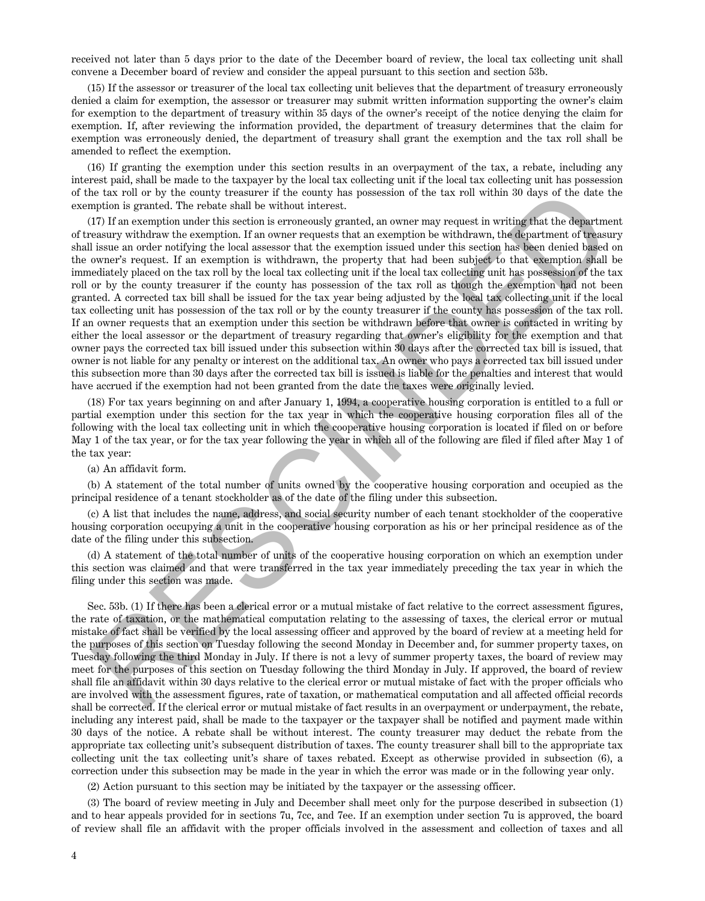received not later than 5 days prior to the date of the December board of review, the local tax collecting unit shall convene a December board of review and consider the appeal pursuant to this section and section 53b.

(15) If the assessor or treasurer of the local tax collecting unit believes that the department of treasury erroneously denied a claim for exemption, the assessor or treasurer may submit written information supporting the owner's claim for exemption to the department of treasury within 35 days of the owner's receipt of the notice denying the claim for exemption. If, after reviewing the information provided, the department of treasury determines that the claim for exemption was erroneously denied, the department of treasury shall grant the exemption and the tax roll shall be amended to reflect the exemption.

(16) If granting the exemption under this section results in an overpayment of the tax, a rebate, including any interest paid, shall be made to the taxpayer by the local tax collecting unit if the local tax collecting unit has possession of the tax roll or by the county treasurer if the county has possession of the tax roll within 30 days of the date the exemption is granted. The rebate shall be without interest.

(17) If an exemption under this section is erroneously granted, an owner may request in writing that the department of treasury withdraw the exemption. If an owner requests that an exemption be withdrawn, the department of treasury shall issue an order notifying the local assessor that the exemption issued under this section has been denied based on the owner's request. If an exemption is withdrawn, the property that had been subject to that exemption shall be immediately placed on the tax roll by the local tax collecting unit if the local tax collecting unit has possession of the tax roll or by the county treasurer if the county has possession of the tax roll as though the exemption had not been granted. A corrected tax bill shall be issued for the tax year being adjusted by the local tax collecting unit if the local tax collecting unit has possession of the tax roll or by the county treasurer if the county has possession of the tax roll. If an owner requests that an exemption under this section be withdrawn before that owner is contacted in writing by either the local assessor or the department of treasury regarding that owner's eligibility for the exemption and that owner pays the corrected tax bill issued under this subsection within 30 days after the corrected tax bill is issued, that owner is not liable for any penalty or interest on the additional tax. An owner who pays a corrected tax bill issued under this subsection more than 30 days after the corrected tax bill is issued is liable for the penalties and interest that would have accrued if the exemption had not been granted from the date the taxes were originally levied.

(18) For tax years beginning on and after January 1, 1994, a cooperative housing corporation is entitled to a full or partial exemption under this section for the tax year in which the cooperative housing corporation files all of the following with the local tax collecting unit in which the cooperative housing corporation is located if filed on or before May 1 of the tax year, or for the tax year following the year in which all of the following are filed if filed after May 1 of the tax year:

(a) An affidavit form.

(b) A statement of the total number of units owned by the cooperative housing corporation and occupied as the principal residence of a tenant stockholder as of the date of the filing under this subsection.

(c) A list that includes the name, address, and social security number of each tenant stockholder of the cooperative housing corporation occupying a unit in the cooperative housing corporation as his or her principal residence as of the date of the filing under this subsection.

(d) A statement of the total number of units of the cooperative housing corporation on which an exemption under this section was claimed and that were transferred in the tax year immediately preceding the tax year in which the filing under this section was made.

Sec. 53b. (1) If there has been a clerical error or a mutual mistake of fact relative to the correct assessment figures, the rate of taxation, or the mathematical computation relating to the assessing of taxes, the clerical error or mutual mistake of fact shall be verified by the local assessing officer and approved by the board of review at a meeting held for the purposes of this section on Tuesday following the second Monday in December and, for summer property taxes, on Tuesday following the third Monday in July. If there is not a levy of summer property taxes, the board of review may meet for the purposes of this section on Tuesday following the third Monday in July. If approved, the board of review shall file an affidavit within 30 days relative to the clerical error or mutual mistake of fact with the proper officials who are involved with the assessment figures, rate of taxation, or mathematical computation and all affected official records shall be corrected. If the clerical error or mutual mistake of fact results in an overpayment or underpayment, the rebate, including any interest paid, shall be made to the taxpayer or the taxpayer shall be notified and payment made within 30 days of the notice. A rebate shall be without interest. The county treasurer may deduct the rebate from the appropriate tax collecting unit's subsequent distribution of taxes. The county treasurer shall bill to the appropriate tax collecting unit the tax collecting unit's share of taxes rebated. Except as otherwise provided in subsection (6), a correction under this subsection may be made in the year in which the error was made or in the following year only.

(2) Action pursuant to this section may be initiated by the taxpayer or the assessing officer.

(3) The board of review meeting in July and December shall meet only for the purpose described in subsection (1) and to hear appeals provided for in sections 7u, 7cc, and 7ee. If an exemption under section 7u is approved, the board of review shall file an affidavit with the proper officials involved in the assessment and collection of taxes and all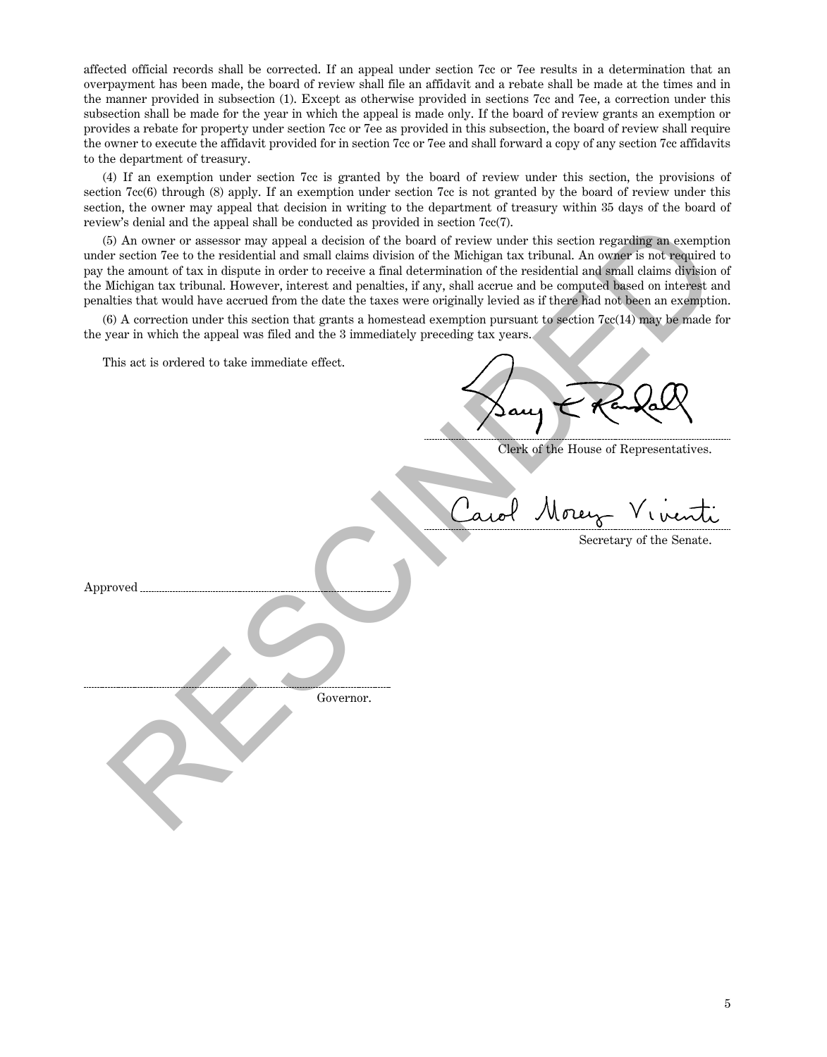affected official records shall be corrected. If an appeal under section 7cc or 7ee results in a determination that an overpayment has been made, the board of review shall file an affidavit and a rebate shall be made at the times and in the manner provided in subsection (1). Except as otherwise provided in sections 7cc and 7ee, a correction under this subsection shall be made for the year in which the appeal is made only. If the board of review grants an exemption or provides a rebate for property under section 7cc or 7ee as provided in this subsection, the board of review shall require the owner to execute the affidavit provided for in section 7cc or 7ee and shall forward a copy of any section 7cc affidavits to the department of treasury.

(4) If an exemption under section 7cc is granted by the board of review under this section, the provisions of section 7cc(6) through (8) apply. If an exemption under section 7cc is not granted by the board of review under this section, the owner may appeal that decision in writing to the department of treasury within 35 days of the board of review's denial and the appeal shall be conducted as provided in section 7cc(7).

(5) An owner or assessor may appeal a decision of the board of review under this section regarding an exemption under section 7ee to the residential and small claims division of the Michigan tax tribunal. An owner is not required to pay the amount of tax in dispute in order to receive a final determination of the residential and small claims division of the Michigan tax tribunal. However, interest and penalties, if any, shall accrue and be computed based on interest and penalties that would have accrued from the date the taxes were originally levied as if there had not been an exemption.

(6) A correction under this section that grants a homestead exemption pursuant to section 7cc(14) may be made for the year in which the appeal was filed and the 3 immediately preceding tax years.

This act is ordered to take immediate effect.

RESCINDED

Gary L Randall

Clerk of the House of Representatives.

Carol Morey Viventi

Secretary of the Senate.

Approved ..............................................

..............................................

Governor.